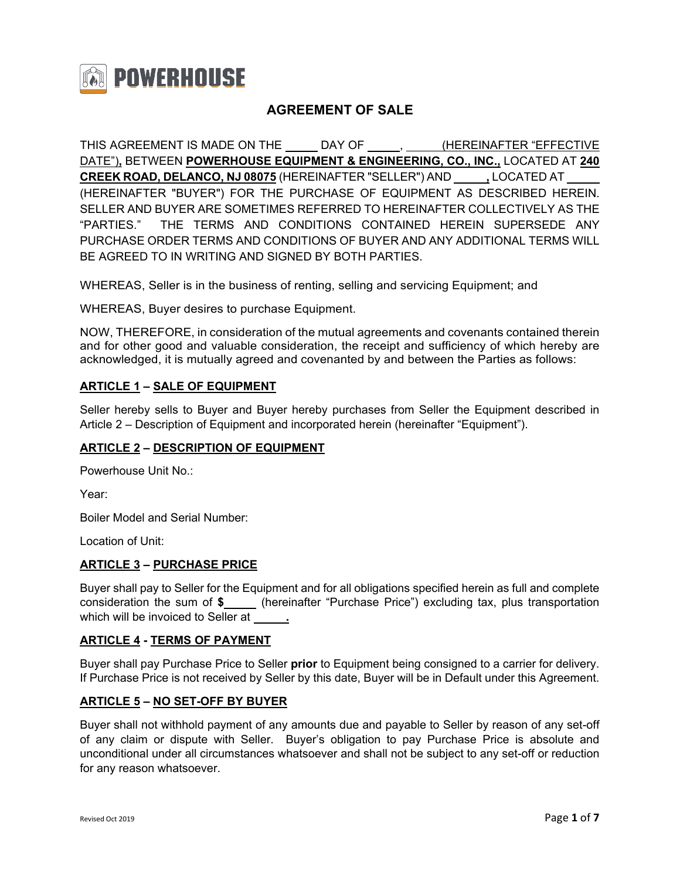**POWERHOUSE**

# AGREEMENT OF SALE

THIS AGREEMENT IS MADE ON THE _____ DAY OF _____, _____ (HEREINAFTER "EFFECTIVE DATE"), BETWEEN **POWERHOUSE EQUIPMENT & ENGINEERING, CO., INC.,** LOCATED AT **240 CREEK ROAD, DELANCO, NJ 08075** (HEREINAFTER "SELLER") AND _____, LOCATED AT _____ (HEREINAFTER "BUYER") FOR THE PURCHASE OF EQUIPMENT AS DESCRIBED HEREIN. SELLER AND BUYER ARE SOMETIMES REFERRED TO HEREINAFTER COLLECTIVELY AS THE "PARTIES." THE TERMS AND CONDITIONS CONTAINED HEREIN SUPERSEDE ANY PURCHASE ORDER TERMS AND CONDITIONS OF BUYER AND ANY ADDITIONAL TERMS WILL BE AGREED TO IN WRITING AND SIGNED BY BOTH PARTIES.

WHEREAS, Seller is in the business of renting, selling and servicing Equipment; and

WHEREAS, Buyer desires to purchase Equipment.

NOW, THEREFORE, in consideration of the mutual agreements and covenants contained therein and for other good and valuable consideration, the receipt and sufficiency of which hereby are acknowledged, it is mutually agreed and covenanted by and between the Parties as follows:

## ARTICLE 1 – SALE OF EQUIPMENT

Seller hereby sells to Buyer and Buyer hereby purchases from Seller the Equipment described in Article 2 – Description of Equipment and incorporated herein (hereinafter "Equipment").

## ARTICLE 2 – DESCRIPTION OF EQUIPMENT

Powerhouse Unit No.:

Year:

Boiler Model and Serial Number:

Location of Unit:

## ARTICLE 3 – PURCHASE PRICE

Buyer shall pay to Seller for the Equipment and for all obligations specified herein as full and complete consideration the sum of **$_____** (hereinafter "Purchase Price") excluding tax, plus transportation which will be invoiced to Seller at _____.

## ARTICLE 4 - TERMS OF PAYMENT

Buyer shall pay Purchase Price to Seller **prior** to Equipment being consigned to a carrier for delivery. If Purchase Price is not received by Seller by this date, Buyer will be in Default under this Agreement.

## ARTICLE 5 – NO SET-OFF BY BUYER

Buyer shall not withhold payment of any amounts due and payable to Seller by reason of any set-off of any claim or dispute with Seller. Buyer's obligation to pay Purchase Price is absolute and unconditional under all circumstances whatsoever and shall not be subject to any set-off or reduction for any reason whatsoever.

Revised Oct 2019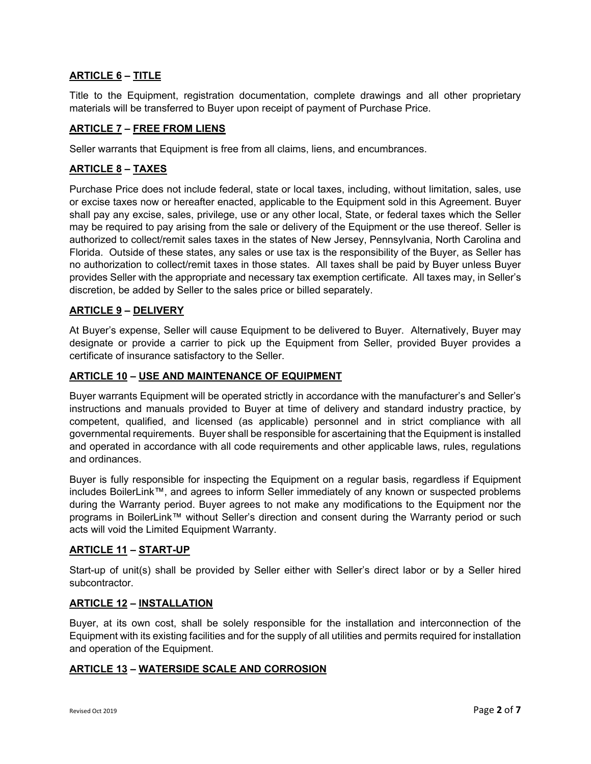## ARTICLE 6 – TITLE

Title to the Equipment, registration documentation, complete drawings and all other proprietary materials will be transferred to Buyer upon receipt of payment of Purchase Price.

## ARTICLE 7 – FREE FROM LIENS

Seller warrants that Equipment is free from all claims, liens, and encumbrances.

## ARTICLE 8 – TAXES

Purchase Price does not include federal, state or local taxes, including, without limitation, sales, use or excise taxes now or hereafter enacted, applicable to the Equipment sold in this Agreement. Buyer shall pay any excise, sales, privilege, use or any other local, State, or federal taxes which the Seller may be required to pay arising from the sale or delivery of the Equipment or the use thereof. Seller is authorized to collect/remit sales taxes in the states of New Jersey, Pennsylvania, North Carolina and Florida. Outside of these states, any sales or use tax is the responsibility of the Buyer, as Seller has no authorization to collect/remit taxes in those states. All taxes shall be paid by Buyer unless Buyer provides Seller with the appropriate and necessary tax exemption certificate. All taxes may, in Seller's discretion, be added by Seller to the sales price or billed separately.

## ARTICLE 9 – DELIVERY

At Buyer's expense, Seller will cause Equipment to be delivered to Buyer. Alternatively, Buyer may designate or provide a carrier to pick up the Equipment from Seller, provided Buyer provides a certificate of insurance satisfactory to the Seller.

## ARTICLE 10 – USE AND MAINTENANCE OF EQUIPMENT

Buyer warrants Equipment will be operated strictly in accordance with the manufacturer's and Seller's instructions and manuals provided to Buyer at time of delivery and standard industry practice, by competent, qualified, and licensed (as applicable) personnel and in strict compliance with all governmental requirements. Buyer shall be responsible for ascertaining that the Equipment is installed and operated in accordance with all code requirements and other applicable laws, rules, regulations and ordinances.

Buyer is fully responsible for inspecting the Equipment on a regular basis, regardless if Equipment includes BoilerLink™, and agrees to inform Seller immediately of any known or suspected problems during the Warranty period. Buyer agrees to not make any modifications to the Equipment nor the programs in BoilerLink™ without Seller's direction and consent during the Warranty period or such acts will void the Limited Equipment Warranty.

## ARTICLE 11 – START-UP

Start-up of unit(s) shall be provided by Seller either with Seller's direct labor or by a Seller hired subcontractor.

## ARTICLE 12 – INSTALLATION

Buyer, at its own cost, shall be solely responsible for the installation and interconnection of the Equipment with its existing facilities and for the supply of all utilities and permits required for installation and operation of the Equipment.

## ARTICLE 13 – WATERSIDE SCALE AND CORROSION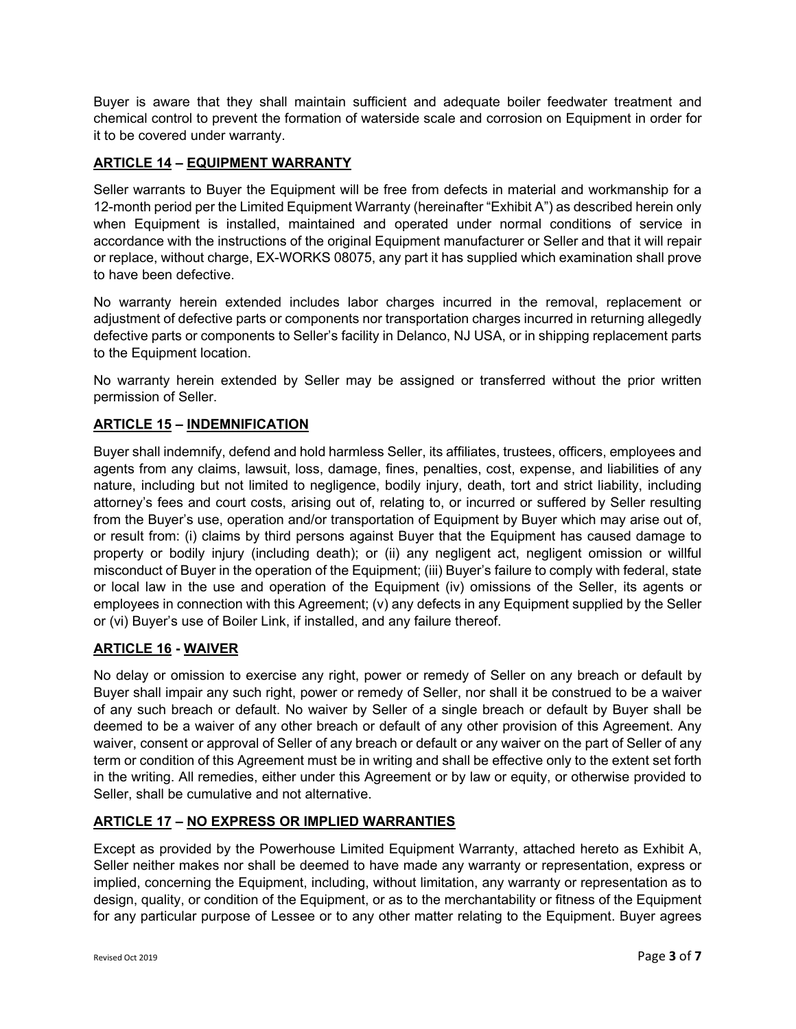Buyer is aware that they shall maintain sufficient and adequate boiler feedwater treatment and chemical control to prevent the formation of waterside scale and corrosion on Equipment in order for it to be covered under warranty.

## **ARTICLE 14 – EQUIPMENT WARRANTY**

Seller warrants to Buyer the Equipment will be free from defects in material and workmanship for a 12-month period per the Limited Equipment Warranty (hereinafter "Exhibit A") as described herein only when Equipment is installed, maintained and operated under normal conditions of service in accordance with the instructions of the original Equipment manufacturer or Seller and that it will repair or replace, without charge, EX-WORKS 08075, any part it has supplied which examination shall prove to have been defective.

No warranty herein extended includes labor charges incurred in the removal, replacement or adjustment of defective parts or components nor transportation charges incurred in returning allegedly defective parts or components to Seller's facility in Delanco, NJ USA, or in shipping replacement parts to the Equipment location.

No warranty herein extended by Seller may be assigned or transferred without the prior written permission of Seller.

## **ARTICLE 15 – INDEMNIFICATION**

Buyer shall indemnify, defend and hold harmless Seller, its affiliates, trustees, officers, employees and agents from any claims, lawsuit, loss, damage, fines, penalties, cost, expense, and liabilities of any nature, including but not limited to negligence, bodily injury, death, tort and strict liability, including attorney's fees and court costs, arising out of, relating to, or incurred or suffered by Seller resulting from the Buyer's use, operation and/or transportation of Equipment by Buyer which may arise out of, or result from: (i) claims by third persons against Buyer that the Equipment has caused damage to property or bodily injury (including death); or (ii) any negligent act, negligent omission or willful misconduct of Buyer in the operation of the Equipment; (iii) Buyer's failure to comply with federal, state or local law in the use and operation of the Equipment (iv) omissions of the Seller, its agents or employees in connection with this Agreement; (v) any defects in any Equipment supplied by the Seller or (vi) Buyer's use of Boiler Link, if installed, and any failure thereof.

## **ARTICLE 16 - WAIVER**

No delay or omission to exercise any right, power or remedy of Seller on any breach or default by Buyer shall impair any such right, power or remedy of Seller, nor shall it be construed to be a waiver of any such breach or default. No waiver by Seller of a single breach or default by Buyer shall be deemed to be a waiver of any other breach or default of any other provision of this Agreement. Any waiver, consent or approval of Seller of any breach or default or any waiver on the part of Seller of any term or condition of this Agreement must be in writing and shall be effective only to the extent set forth in the writing. All remedies, either under this Agreement or by law or equity, or otherwise provided to Seller, shall be cumulative and not alternative.

## **ARTICLE 17 – NO EXPRESS OR IMPLIED WARRANTIES**

Except as provided by the Powerhouse Limited Equipment Warranty, attached hereto as Exhibit A, Seller neither makes nor shall be deemed to have made any warranty or representation, express or implied, concerning the Equipment, including, without limitation, any warranty or representation as to design, quality, or condition of the Equipment, or as to the merchantability or fitness of the Equipment for any particular purpose of Lessee or to any other matter relating to the Equipment. Buyer agrees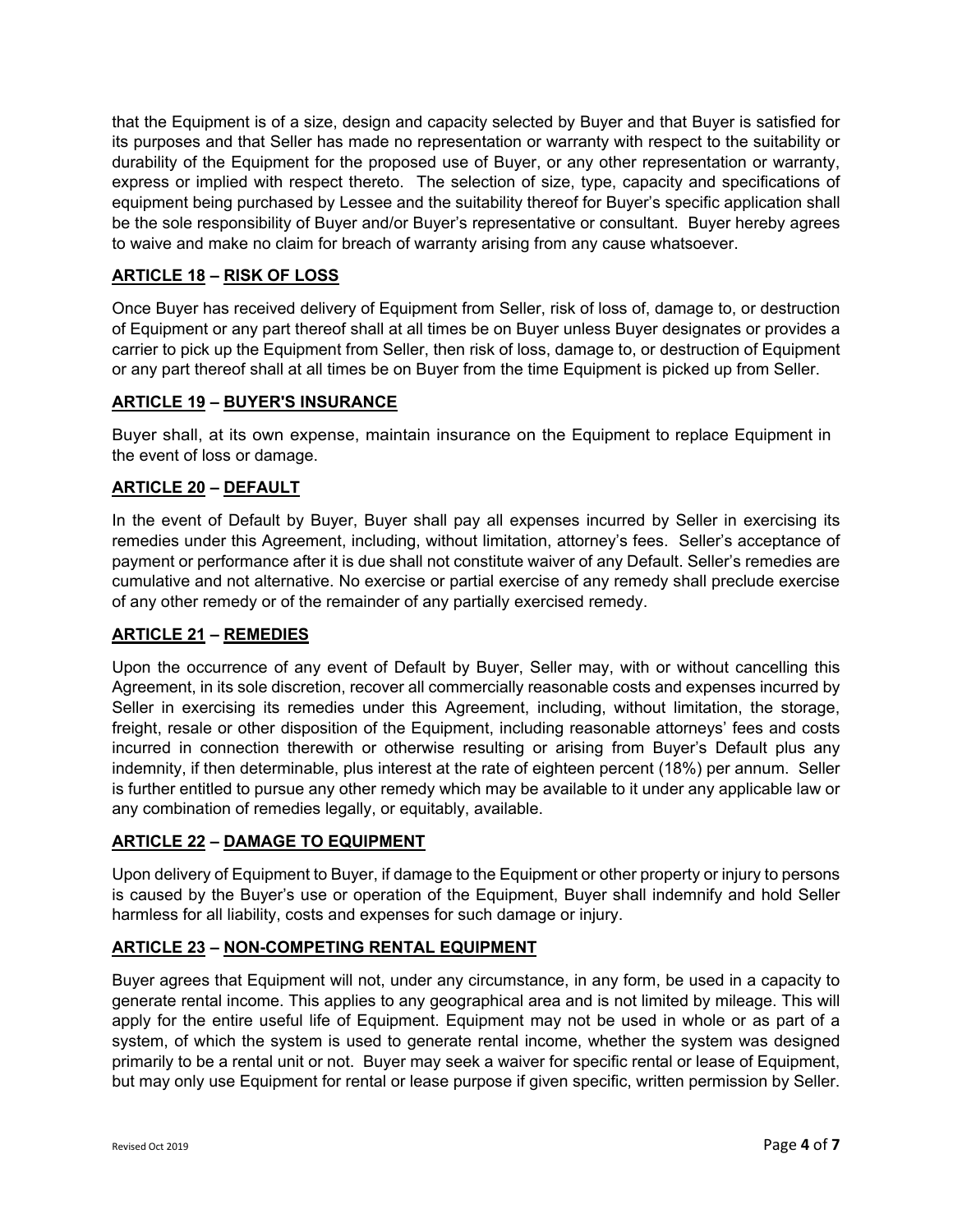that the Equipment is of a size, design and capacity selected by Buyer and that Buyer is satisfied for its purposes and that Seller has made no representation or warranty with respect to the suitability or durability of the Equipment for the proposed use of Buyer, or any other representation or warranty, express or implied with respect thereto. The selection of size, type, capacity and specifications of equipment being purchased by Lessee and the suitability thereof for Buyer's specific application shall be the sole responsibility of Buyer and/or Buyer's representative or consultant. Buyer hereby agrees to waive and make no claim for breach of warranty arising from any cause whatsoever.

## ARTICLE 18 – RISK OF LOSS

Once Buyer has received delivery of Equipment from Seller, risk of loss of, damage to, or destruction of Equipment or any part thereof shall at all times be on Buyer unless Buyer designates or provides a carrier to pick up the Equipment from Seller, then risk of loss, damage to, or destruction of Equipment or any part thereof shall at all times be on Buyer from the time Equipment is picked up from Seller.

## ARTICLE 19 – BUYER'S INSURANCE

Buyer shall, at its own expense, maintain insurance on the Equipment to replace Equipment in the event of loss or damage.

## ARTICLE 20 – DEFAULT

In the event of Default by Buyer, Buyer shall pay all expenses incurred by Seller in exercising its remedies under this Agreement, including, without limitation, attorney's fees. Seller's acceptance of payment or performance after it is due shall not constitute waiver of any Default. Seller's remedies are cumulative and not alternative. No exercise or partial exercise of any remedy shall preclude exercise of any other remedy or of the remainder of any partially exercised remedy.

## ARTICLE 21 – REMEDIES

Upon the occurrence of any event of Default by Buyer, Seller may, with or without cancelling this Agreement, in its sole discretion, recover all commercially reasonable costs and expenses incurred by Seller in exercising its remedies under this Agreement, including, without limitation, the storage, freight, resale or other disposition of the Equipment, including reasonable attorneys' fees and costs incurred in connection therewith or otherwise resulting or arising from Buyer's Default plus any indemnity, if then determinable, plus interest at the rate of eighteen percent (18%) per annum. Seller is further entitled to pursue any other remedy which may be available to it under any applicable law or any combination of remedies legally, or equitably, available.

## ARTICLE 22 – DAMAGE TO EQUIPMENT

Upon delivery of Equipment to Buyer, if damage to the Equipment or other property or injury to persons is caused by the Buyer's use or operation of the Equipment, Buyer shall indemnify and hold Seller harmless for all liability, costs and expenses for such damage or injury.

## ARTICLE 23 – NON-COMPETING RENTAL EQUIPMENT

Buyer agrees that Equipment will not, under any circumstance, in any form, be used in a capacity to generate rental income. This applies to any geographical area and is not limited by mileage. This will apply for the entire useful life of Equipment. Equipment may not be used in whole or as part of a system, of which the system is used to generate rental income, whether the system was designed primarily to be a rental unit or not. Buyer may seek a waiver for specific rental or lease of Equipment, but may only use Equipment for rental or lease purpose if given specific, written permission by Seller.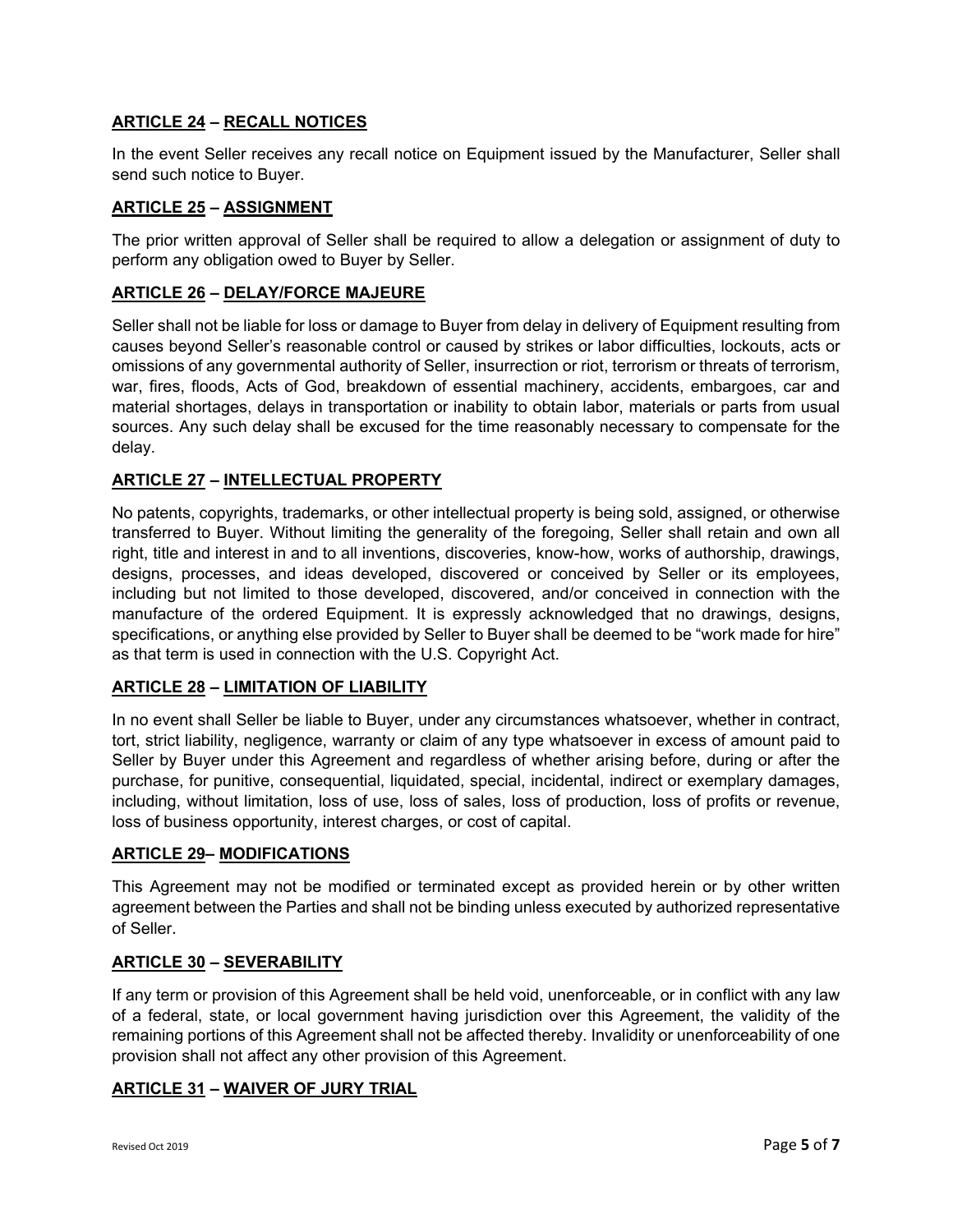## **ARTICLE 24 – RECALL NOTICES**

In the event Seller receives any recall notice on Equipment issued by the Manufacturer, Seller shall send such notice to Buyer.

## **ARTICLE 25 – ASSIGNMENT**

The prior written approval of Seller shall be required to allow a delegation or assignment of duty to perform any obligation owed to Buyer by Seller.

## **ARTICLE 26 – DELAY/FORCE MAJEURE**

Seller shall not be liable for loss or damage to Buyer from delay in delivery of Equipment resulting from causes beyond Seller's reasonable control or caused by strikes or labor difficulties, lockouts, acts or omissions of any governmental authority of Seller, insurrection or riot, terrorism or threats of terrorism, war, fires, floods, Acts of God, breakdown of essential machinery, accidents, embargoes, car and material shortages, delays in transportation or inability to obtain labor, materials or parts from usual sources. Any such delay shall be excused for the time reasonably necessary to compensate for the delay.

## **ARTICLE 27 – INTELLECTUAL PROPERTY**

No patents, copyrights, trademarks, or other intellectual property is being sold, assigned, or otherwise transferred to Buyer. Without limiting the generality of the foregoing, Seller shall retain and own all right, title and interest in and to all inventions, discoveries, know-how, works of authorship, drawings, designs, processes, and ideas developed, discovered or conceived by Seller or its employees, including but not limited to those developed, discovered, and/or conceived in connection with the manufacture of the ordered Equipment. It is expressly acknowledged that no drawings, designs, specifications, or anything else provided by Seller to Buyer shall be deemed to be "work made for hire" as that term is used in connection with the U.S. Copyright Act.

## **ARTICLE 28 – LIMITATION OF LIABILITY**

In no event shall Seller be liable to Buyer, under any circumstances whatsoever, whether in contract, tort, strict liability, negligence, warranty or claim of any type whatsoever in excess of amount paid to Seller by Buyer under this Agreement and regardless of whether arising before, during or after the purchase, for punitive, consequential, liquidated, special, incidental, indirect or exemplary damages, including, without limitation, loss of use, loss of sales, loss of production, loss of profits or revenue, loss of business opportunity, interest charges, or cost of capital.

## **ARTICLE 29– MODIFICATIONS**

This Agreement may not be modified or terminated except as provided herein or by other written agreement between the Parties and shall not be binding unless executed by authorized representative of Seller.

## **ARTICLE 30 – SEVERABILITY**

If any term or provision of this Agreement shall be held void, unenforceable, or in conflict with any law of a federal, state, or local government having jurisdiction over this Agreement, the validity of the remaining portions of this Agreement shall not be affected thereby. Invalidity or unenforceability of one provision shall not affect any other provision of this Agreement.

## **ARTICLE 31 – WAIVER OF JURY TRIAL**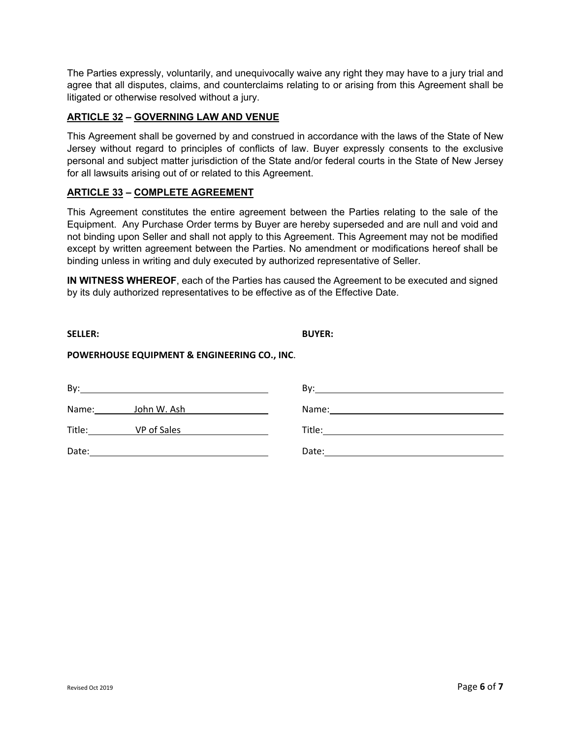The Parties expressly, voluntarily, and unequivocally waive any right they may have to a jury trial and agree that all disputes, claims, and counterclaims relating to or arising from this Agreement shall be litigated or otherwise resolved without a jury.

**ARTICLE 32 – GOVERNING LAW AND VENUE**

This Agreement shall be governed by and construed in accordance with the laws of the State of New Jersey without regard to principles of conflicts of law. Buyer expressly consents to the exclusive personal and subject matter jurisdiction of the State and/or federal courts in the State of New Jersey for all lawsuits arising out of or related to this Agreement.

**ARTICLE 33 – COMPLETE AGREEMENT**

This Agreement constitutes the entire agreement between the Parties relating to the sale of the Equipment. Any Purchase Order terms by Buyer are hereby superseded and are null and void and not binding upon Seller and shall not apply to this Agreement. This Agreement may not be modified except by written agreement between the Parties. No amendment or modifications hereof shall be binding unless in writing and duly executed by authorized representative of Seller.

**IN WITNESS WHEREOF**, each of the Parties has caused the Agreement to be executed and signed by its duly authorized representatives to be effective as of the Effective Date.

| **SELLER:** | **BUYER:** |
|---|---|
| **POWERHOUSE EQUIPMENT & ENGINEERING CO., INC**. | |
| By: ______________________ | By: ______________________ |
| Name: John W. Ash | Name: ______________________ |
| Title: VP of Sales | Title: ______________________ |
| Date: ______________________ | Date: ______________________ |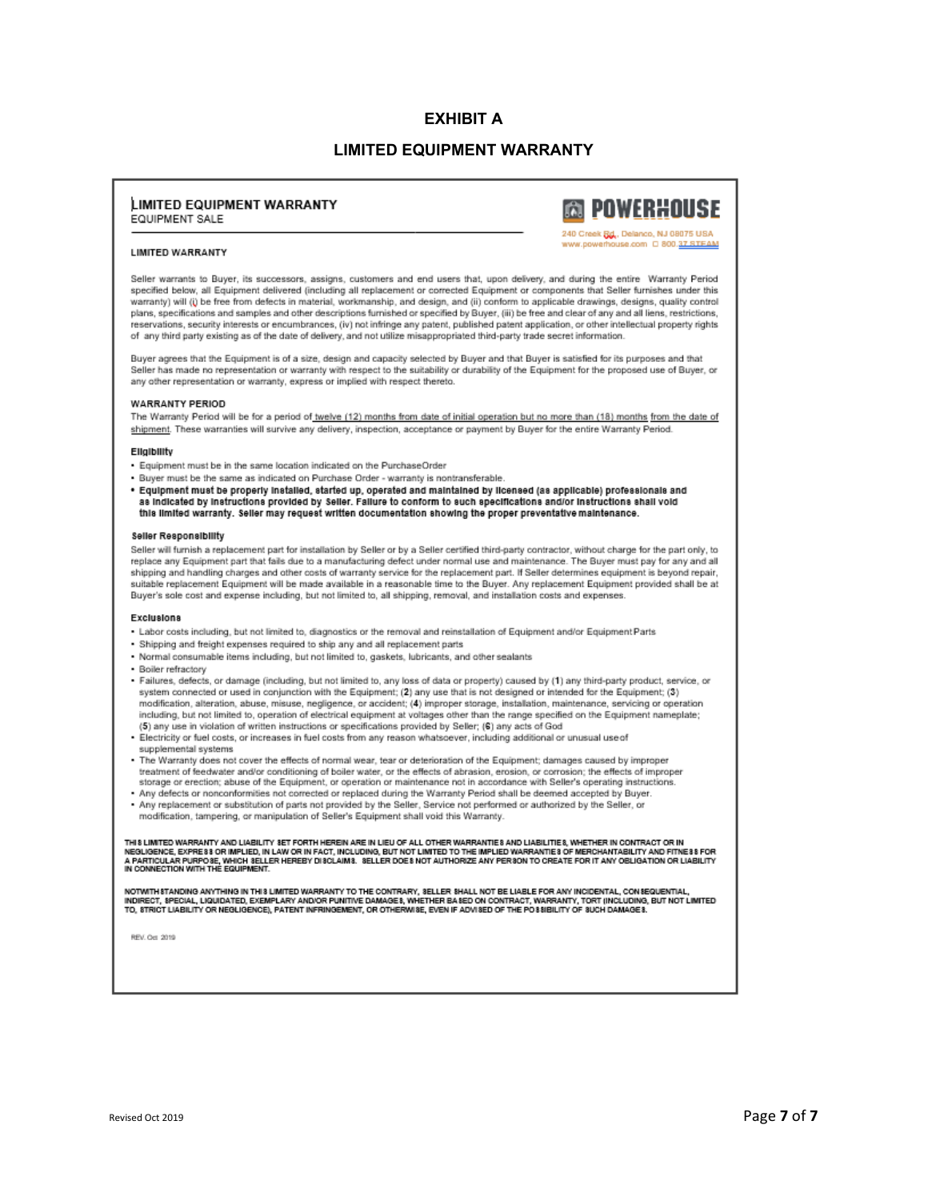# EXHIBIT A

## LIMITED EQUIPMENT WARRANTY

### LIMITED EQUIPMENT WARRANTY
EQUIPMENT SALE

**POWERHOUSE**
240 Creek Rd., Delanco, NJ 08075 USA
www.powerhouse.com □ 800.37.STEAM

#### LIMITED WARRANTY

Seller warrants to Buyer, its successors, assigns, customers and end users that, upon delivery, and during the entire Warranty Period specified below, all Equipment delivered (including all replacement or corrected Equipment or components that Seller furnishes under this warranty) will (i) be free from defects in material, workmanship, and design, and (ii) conform to applicable drawings, designs, quality control plans, specifications and samples and other descriptions furnished or specified by Buyer, (iii) be free and clear of any and all liens, restrictions, reservations, security interests or encumbrances, (iv) not infringe any patent, published patent application, or other intellectual property rights of any third party existing as of the date of delivery, and not utilize misappropriated third-party trade secret information.

Buyer agrees that the Equipment is of a size, design and capacity selected by Buyer and that Buyer is satisfied for its purposes and that Seller has made no representation or warranty with respect to the suitability or durability of the Equipment for the proposed use of Buyer, or any other representation or warranty, express or implied with respect thereto.

#### WARRANTY PERIOD

The Warranty Period will be for a period of twelve (12) months from date of initial operation but no more than (18) months from the date of shipment. These warranties will survive any delivery, inspection, acceptance or payment by Buyer for the entire Warranty Period.

#### Eligibility

- Equipment must be in the same location indicated on the PurchaseOrder
- Buyer must be the same as indicated on Purchase Order - warranty is nontransferable.
- **Equipment must be properly installed, started up, operated and maintained by licensed (as applicable) professionals and as indicated by instructions provided by Seller. Failure to conform to such specifications and/or instructions shall void this limited warranty. Seller may request written documentation showing the proper preventative maintenance.**

#### Seller Responsibility

Seller will furnish a replacement part for installation by Seller or by a Seller certified third-party contractor, without charge for the part only, to replace any Equipment part that fails due to a manufacturing defect under normal use and maintenance. The Buyer must pay for any and all shipping and handling charges and other costs of warranty service for the replacement part. If Seller determines equipment is beyond repair, suitable replacement Equipment will be made available in a reasonable time to the Buyer. Any replacement Equipment provided shall be at Buyer's sole cost and expense including, but not limited to, all shipping, removal, and installation costs and expenses.

#### Exclusions

- Labor costs including, but not limited to, diagnostics or the removal and reinstallation of Equipment and/or Equipment Parts
- Shipping and freight expenses required to ship any and all replacement parts
- Normal consumable items including, but not limited to, gaskets, lubricants, and other sealants
- Boiler refractory
- Failures, defects, or damage (including, but not limited to, any loss of data or property) caused by (**1**) any third-party product, service, or system connected or used in conjunction with the Equipment; (**2**) any use that is not designed or intended for the Equipment; (**3**) modification, alteration, abuse, misuse, negligence, or accident; (**4**) improper storage, installation, maintenance, servicing or operation including, but not limited to, operation of electrical equipment at voltages other than the range specified on the Equipment nameplate; (**5**) any use in violation of written instructions or specifications provided by Seller; (**6**) any acts of God
- Electricity or fuel costs, or increases in fuel costs from any reason whatsoever, including additional or unusual useof supplemental systems
- The Warranty does not cover the effects of normal wear, tear or deterioration of the Equipment; damages caused by improper treatment of feedwater and/or conditioning of boiler water, or the effects of abrasion, erosion, or corrosion; the effects of improper storage or erection; abuse of the Equipment, or operation or maintenance not in accordance with Seller's operating instructions.
- Any defects or nonconformities not corrected or replaced during the Warranty Period shall be deemed accepted by Buyer.
- Any replacement or substitution of parts not provided by the Seller, Service not performed or authorized by the Seller, or modification, tampering, or manipulation of Seller's Equipment shall void this Warranty.

THIS LIMITED WARRANTY AND LIABILITY SET FORTH HEREIN ARE IN LIEU OF ALL OTHER WARRANTIES AND LIABILITIES, WHETHER IN CONTRACT OR IN NEGLIGENCE, EXPRESS OR IMPLIED, IN LAW OR IN FACT, INCLUDING, BUT NOT LIMITED TO THE IMPLIED WARRANTIES OF MERCHANTABILITY AND FITNESS FOR A PARTICULAR PURPOSE, WHICH SELLER HEREBY DISCLAIMS. SELLER DOES NOT AUTHORIZE ANY PERSON TO CREATE FOR IT ANY OBLIGATION OR LIABILITY IN CONNECTION WITH THE EQUIPMENT.

NOTWITHSTANDING ANYTHING IN THIS LIMITED WARRANTY TO THE CONTRARY, SELLER SHALL NOT BE LIABLE FOR ANY INCIDENTAL, CONSEQUENTIAL, INDIRECT, SPECIAL, LIQUIDATED, EXEMPLARY AND/OR PUNITIVE DAMAGES, WHETHER BASED ON CONTRACT, WARRANTY, TORT (INCLUDING, BUT NOT LIMITED TO, STRICT LIABILITY OR NEGLIGENCE), PATENT INFRINGEMENT, OR OTHERWISE, EVEN IF ADVISED OF THE POSSIBILITY OF SUCH DAMAGES.

REV. Oct 2019